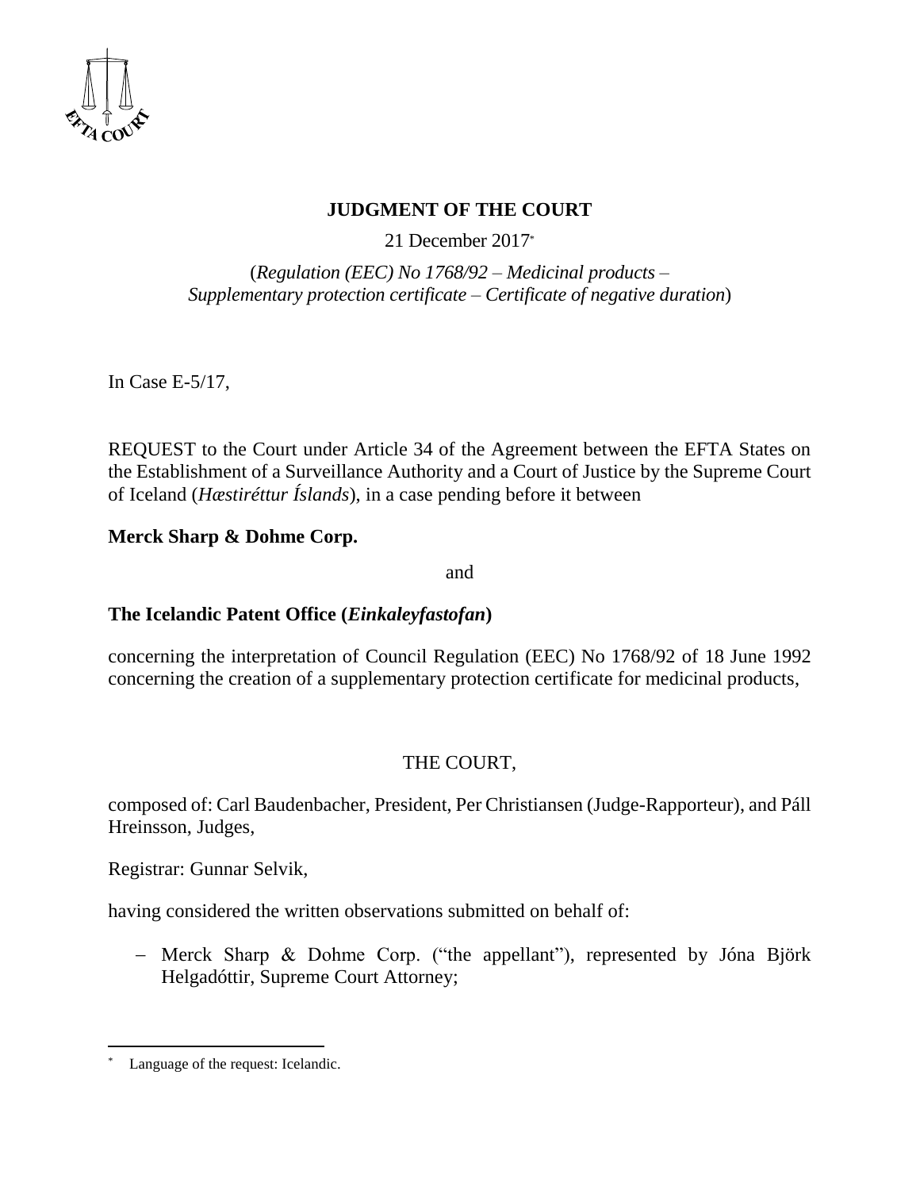# JUDGMENT OF THE COURT

21 December 2017[*]

(*Regulation (EEC) No 1768/92 – Medicinal products – Supplementary protection certificate – Certificate of negative duration*)

In Case E-5/17,

REQUEST to the Court under Article 34 of the Agreement between the EFTA States on the Establishment of a Surveillance Authority and a Court of Justice by the Supreme Court of Iceland (*Hæstiréttur Íslands*), in a case pending before it between

**Merck Sharp & Dohme Corp.**

and

**The Icelandic Patent Office (*Einkaleyfastofan*)**

concerning the interpretation of Council Regulation (EEC) No 1768/92 of 18 June 1992 concerning the creation of a supplementary protection certificate for medicinal products,

THE COURT,

composed of: Carl Baudenbacher, President, Per Christiansen (Judge-Rapporteur), and Páll Hreinsson, Judges,

Registrar: Gunnar Selvik,

having considered the written observations submitted on behalf of:

- Merck Sharp & Dohme Corp. ("the appellant"), represented by Jóna Björk Helgadóttir, Supreme Court Attorney;

---

[*] Language of the request: Icelandic.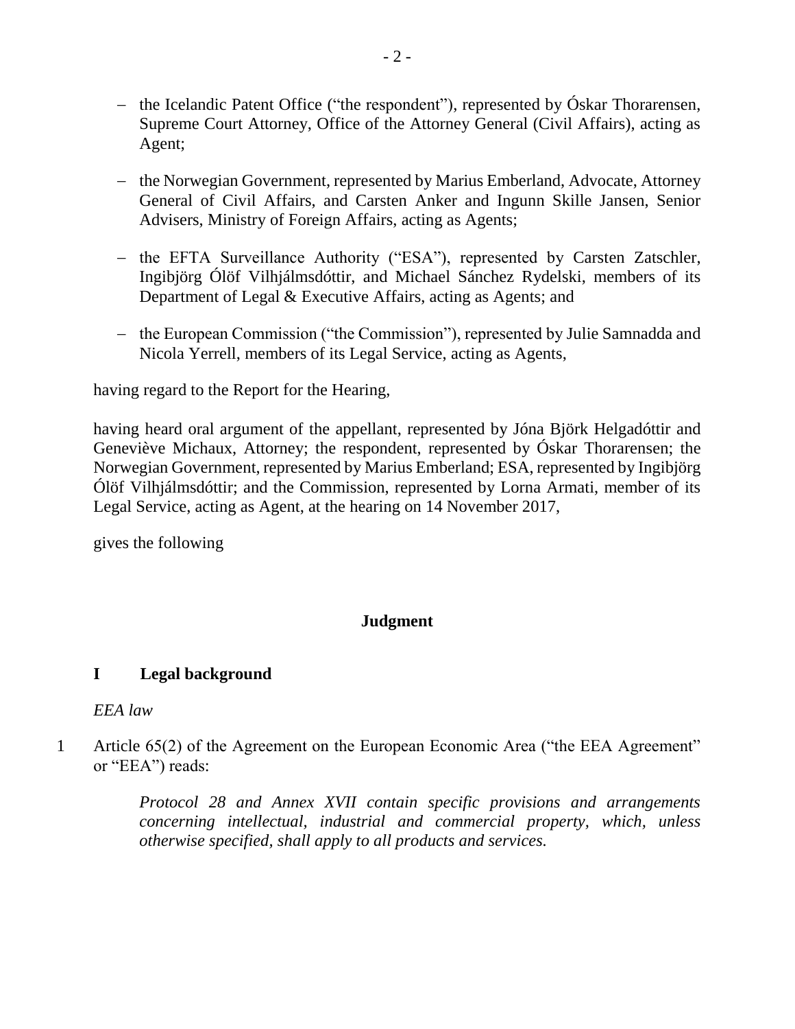- the Icelandic Patent Office ("the respondent"), represented by Óskar Thorarensen, Supreme Court Attorney, Office of the Attorney General (Civil Affairs), acting as Agent;

- the Norwegian Government, represented by Marius Emberland, Advocate, Attorney General of Civil Affairs, and Carsten Anker and Ingunn Skille Jansen, Senior Advisers, Ministry of Foreign Affairs, acting as Agents;

- the EFTA Surveillance Authority ("ESA"), represented by Carsten Zatschler, Ingibjörg Ólöf Vilhjálmsdóttir, and Michael Sánchez Rydelski, members of its Department of Legal & Executive Affairs, acting as Agents; and

- the European Commission ("the Commission"), represented by Julie Samnadda and Nicola Yerrell, members of its Legal Service, acting as Agents,

having regard to the Report for the Hearing,

having heard oral argument of the appellant, represented by Jóna Björk Helgadóttir and Geneviève Michaux, Attorney; the respondent, represented by Óskar Thorarensen; the Norwegian Government, represented by Marius Emberland; ESA, represented by Ingibjörg Ólöf Vilhjálmsdóttir; and the Commission, represented by Lorna Armati, member of its Legal Service, acting as Agent, at the hearing on 14 November 2017,

gives the following

## Judgment

### I Legal background

*EEA law*

1 Article 65(2) of the Agreement on the European Economic Area ("the EEA Agreement" or "EEA") reads:

> *Protocol 28 and Annex XVII contain specific provisions and arrangements concerning intellectual, industrial and commercial property, which, unless otherwise specified, shall apply to all products and services.*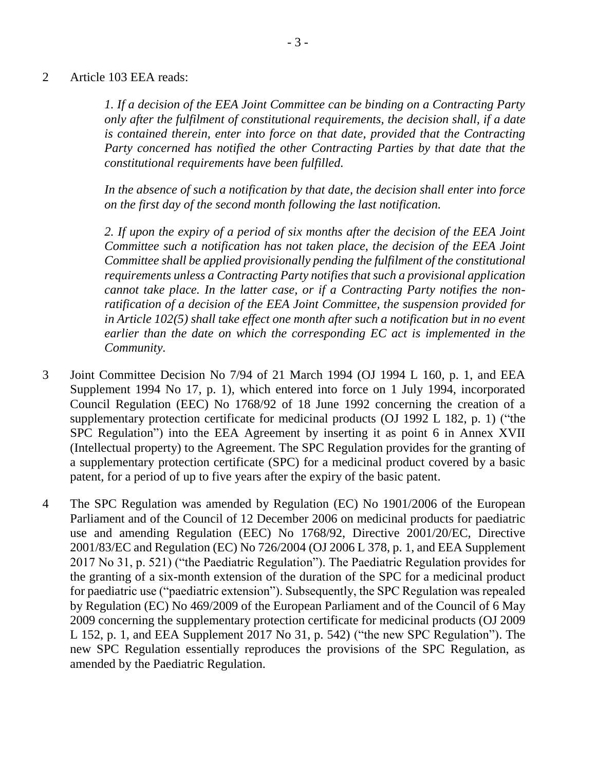2 Article 103 EEA reads:

> *1. If a decision of the EEA Joint Committee can be binding on a Contracting Party only after the fulfilment of constitutional requirements, the decision shall, if a date is contained therein, enter into force on that date, provided that the Contracting Party concerned has notified the other Contracting Parties by that date that the constitutional requirements have been fulfilled.*
>
> *In the absence of such a notification by that date, the decision shall enter into force on the first day of the second month following the last notification.*
>
> *2. If upon the expiry of a period of six months after the decision of the EEA Joint Committee such a notification has not taken place, the decision of the EEA Joint Committee shall be applied provisionally pending the fulfilment of the constitutional requirements unless a Contracting Party notifies that such a provisional application cannot take place. In the latter case, or if a Contracting Party notifies the non-ratification of a decision of the EEA Joint Committee, the suspension provided for in Article 102(5) shall take effect one month after such a notification but in no event earlier than the date on which the corresponding EC act is implemented in the Community.*

3 Joint Committee Decision No 7/94 of 21 March 1994 (OJ 1994 L 160, p. 1, and EEA Supplement 1994 No 17, p. 1), which entered into force on 1 July 1994, incorporated Council Regulation (EEC) No 1768/92 of 18 June 1992 concerning the creation of a supplementary protection certificate for medicinal products (OJ 1992 L 182, p. 1) ("the SPC Regulation") into the EEA Agreement by inserting it as point 6 in Annex XVII (Intellectual property) to the Agreement. The SPC Regulation provides for the granting of a supplementary protection certificate (SPC) for a medicinal product covered by a basic patent, for a period of up to five years after the expiry of the basic patent.

4 The SPC Regulation was amended by Regulation (EC) No 1901/2006 of the European Parliament and of the Council of 12 December 2006 on medicinal products for paediatric use and amending Regulation (EEC) No 1768/92, Directive 2001/20/EC, Directive 2001/83/EC and Regulation (EC) No 726/2004 (OJ 2006 L 378, p. 1, and EEA Supplement 2017 No 31, p. 521) ("the Paediatric Regulation"). The Paediatric Regulation provides for the granting of a six-month extension of the duration of the SPC for a medicinal product for paediatric use ("paediatric extension"). Subsequently, the SPC Regulation was repealed by Regulation (EC) No 469/2009 of the European Parliament and of the Council of 6 May 2009 concerning the supplementary protection certificate for medicinal products (OJ 2009 L 152, p. 1, and EEA Supplement 2017 No 31, p. 542) ("the new SPC Regulation"). The new SPC Regulation essentially reproduces the provisions of the SPC Regulation, as amended by the Paediatric Regulation.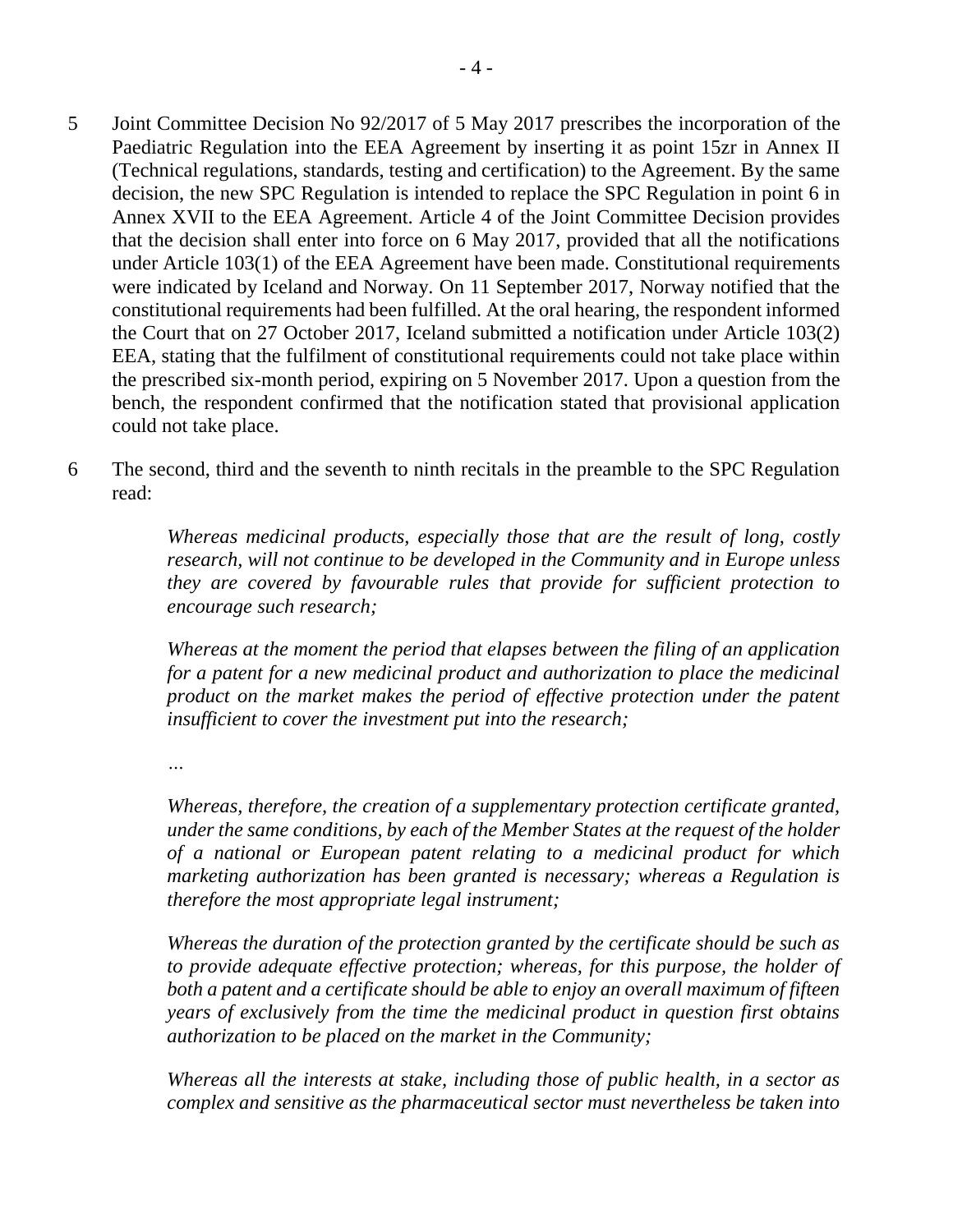5 Joint Committee Decision No 92/2017 of 5 May 2017 prescribes the incorporation of the Paediatric Regulation into the EEA Agreement by inserting it as point 15zr in Annex II (Technical regulations, standards, testing and certification) to the Agreement. By the same decision, the new SPC Regulation is intended to replace the SPC Regulation in point 6 in Annex XVII to the EEA Agreement. Article 4 of the Joint Committee Decision provides that the decision shall enter into force on 6 May 2017, provided that all the notifications under Article 103(1) of the EEA Agreement have been made. Constitutional requirements were indicated by Iceland and Norway. On 11 September 2017, Norway notified that the constitutional requirements had been fulfilled. At the oral hearing, the respondent informed the Court that on 27 October 2017, Iceland submitted a notification under Article 103(2) EEA, stating that the fulfilment of constitutional requirements could not take place within the prescribed six-month period, expiring on 5 November 2017. Upon a question from the bench, the respondent confirmed that the notification stated that provisional application could not take place.

6 The second, third and the seventh to ninth recitals in the preamble to the SPC Regulation read:

> *Whereas medicinal products, especially those that are the result of long, costly research, will not continue to be developed in the Community and in Europe unless they are covered by favourable rules that provide for sufficient protection to encourage such research;*
>
> *Whereas at the moment the period that elapses between the filing of an application for a patent for a new medicinal product and authorization to place the medicinal product on the market makes the period of effective protection under the patent insufficient to cover the investment put into the research;*
>
> *…*
>
> *Whereas, therefore, the creation of a supplementary protection certificate granted, under the same conditions, by each of the Member States at the request of the holder of a national or European patent relating to a medicinal product for which marketing authorization has been granted is necessary; whereas a Regulation is therefore the most appropriate legal instrument;*
>
> *Whereas the duration of the protection granted by the certificate should be such as to provide adequate effective protection; whereas, for this purpose, the holder of both a patent and a certificate should be able to enjoy an overall maximum of fifteen years of exclusively from the time the medicinal product in question first obtains authorization to be placed on the market in the Community;*
>
> *Whereas all the interests at stake, including those of public health, in a sector as complex and sensitive as the pharmaceutical sector must nevertheless be taken into*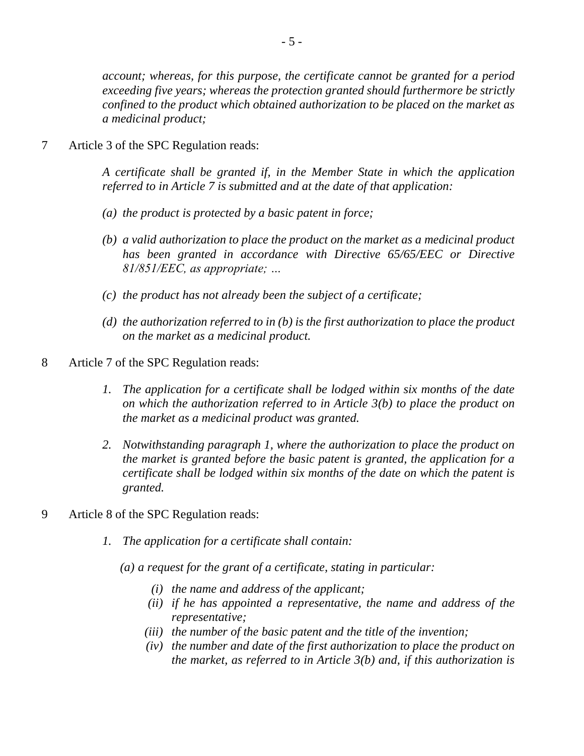*account; whereas, for this purpose, the certificate cannot be granted for a period exceeding five years; whereas the protection granted should furthermore be strictly confined to the product which obtained authorization to be placed on the market as a medicinal product;*

7 Article 3 of the SPC Regulation reads:

> *A certificate shall be granted if, in the Member State in which the application referred to in Article 7 is submitted and at the date of that application:*
>
> *(a) the product is protected by a basic patent in force;*
>
> *(b) a valid authorization to place the product on the market as a medicinal product has been granted in accordance with Directive 65/65/EEC or Directive 81/851/EEC, as appropriate; …*
>
> *(c) the product has not already been the subject of a certificate;*
>
> *(d) the authorization referred to in (b) is the first authorization to place the product on the market as a medicinal product.*

8 Article 7 of the SPC Regulation reads:

> *1. The application for a certificate shall be lodged within six months of the date on which the authorization referred to in Article 3(b) to place the product on the market as a medicinal product was granted.*
>
> *2. Notwithstanding paragraph 1, where the authorization to place the product on the market is granted before the basic patent is granted, the application for a certificate shall be lodged within six months of the date on which the patent is granted.*

9 Article 8 of the SPC Regulation reads:

> *1. The application for a certificate shall contain:*
>
> *(a) a request for the grant of a certificate, stating in particular:*
>
> *(i) the name and address of the applicant;*
> *(ii) if he has appointed a representative, the name and address of the representative;*
> *(iii) the number of the basic patent and the title of the invention;*
> *(iv) the number and date of the first authorization to place the product on the market, as referred to in Article 3(b) and, if this authorization is*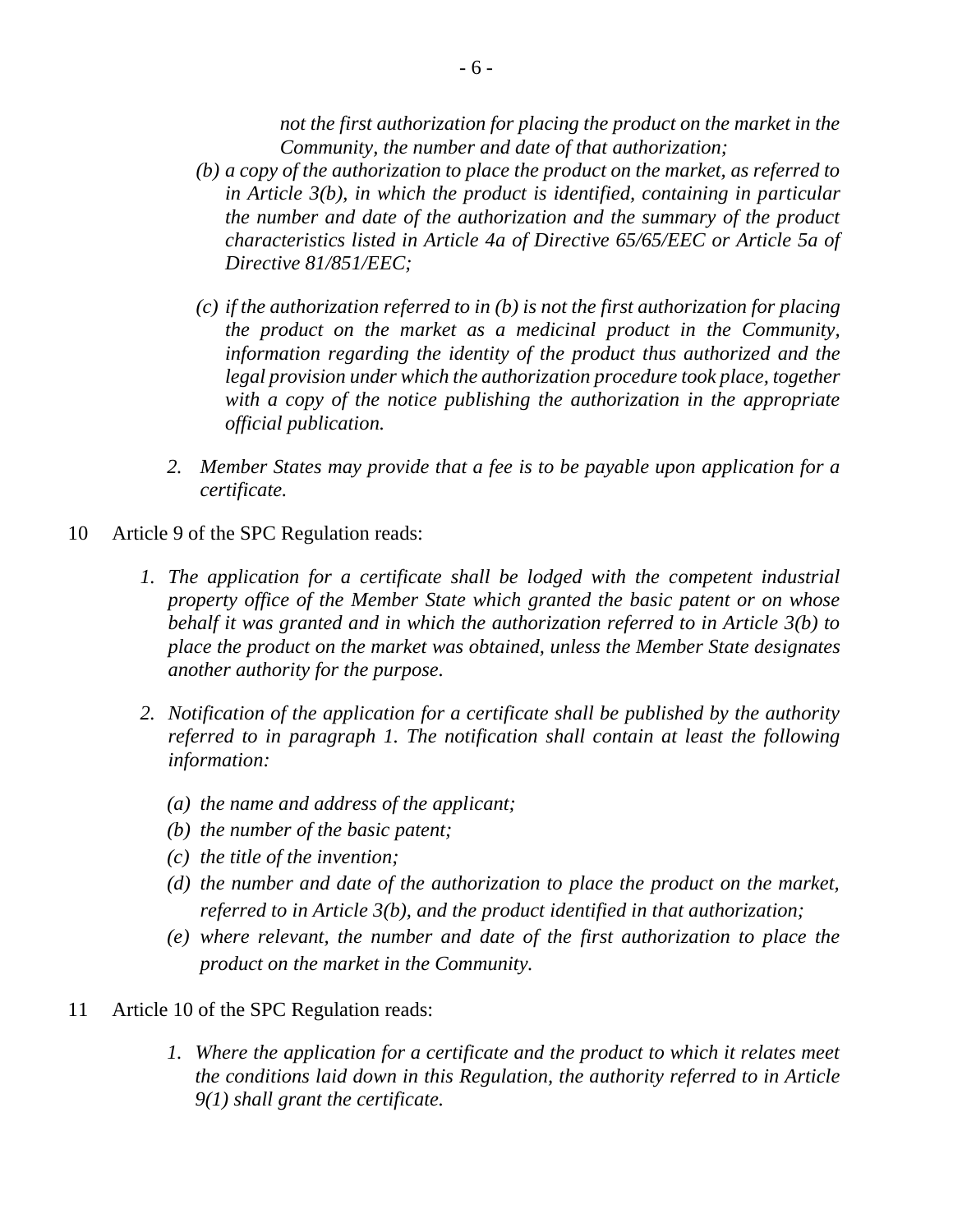*not the first authorization for placing the product on the market in the Community, the number and date of that authorization;*

*(b) a copy of the authorization to place the product on the market, as referred to in Article 3(b), in which the product is identified, containing in particular the number and date of the authorization and the summary of the product characteristics listed in Article 4a of Directive 65/65/EEC or Article 5a of Directive 81/851/EEC;*

*(c) if the authorization referred to in (b) is not the first authorization for placing the product on the market as a medicinal product in the Community, information regarding the identity of the product thus authorized and the legal provision under which the authorization procedure took place, together with a copy of the notice publishing the authorization in the appropriate official publication.*

*2. Member States may provide that a fee is to be payable upon application for a certificate.*

10 Article 9 of the SPC Regulation reads:

> *1. The application for a certificate shall be lodged with the competent industrial property office of the Member State which granted the basic patent or on whose behalf it was granted and in which the authorization referred to in Article 3(b) to place the product on the market was obtained, unless the Member State designates another authority for the purpose.*
>
> *2. Notification of the application for a certificate shall be published by the authority referred to in paragraph 1. The notification shall contain at least the following information:*
>
> *(a) the name and address of the applicant;*
> *(b) the number of the basic patent;*
> *(c) the title of the invention;*
> *(d) the number and date of the authorization to place the product on the market, referred to in Article 3(b), and the product identified in that authorization;*
> *(e) where relevant, the number and date of the first authorization to place the product on the market in the Community.*

11 Article 10 of the SPC Regulation reads:

> *1. Where the application for a certificate and the product to which it relates meet the conditions laid down in this Regulation, the authority referred to in Article 9(1) shall grant the certificate.*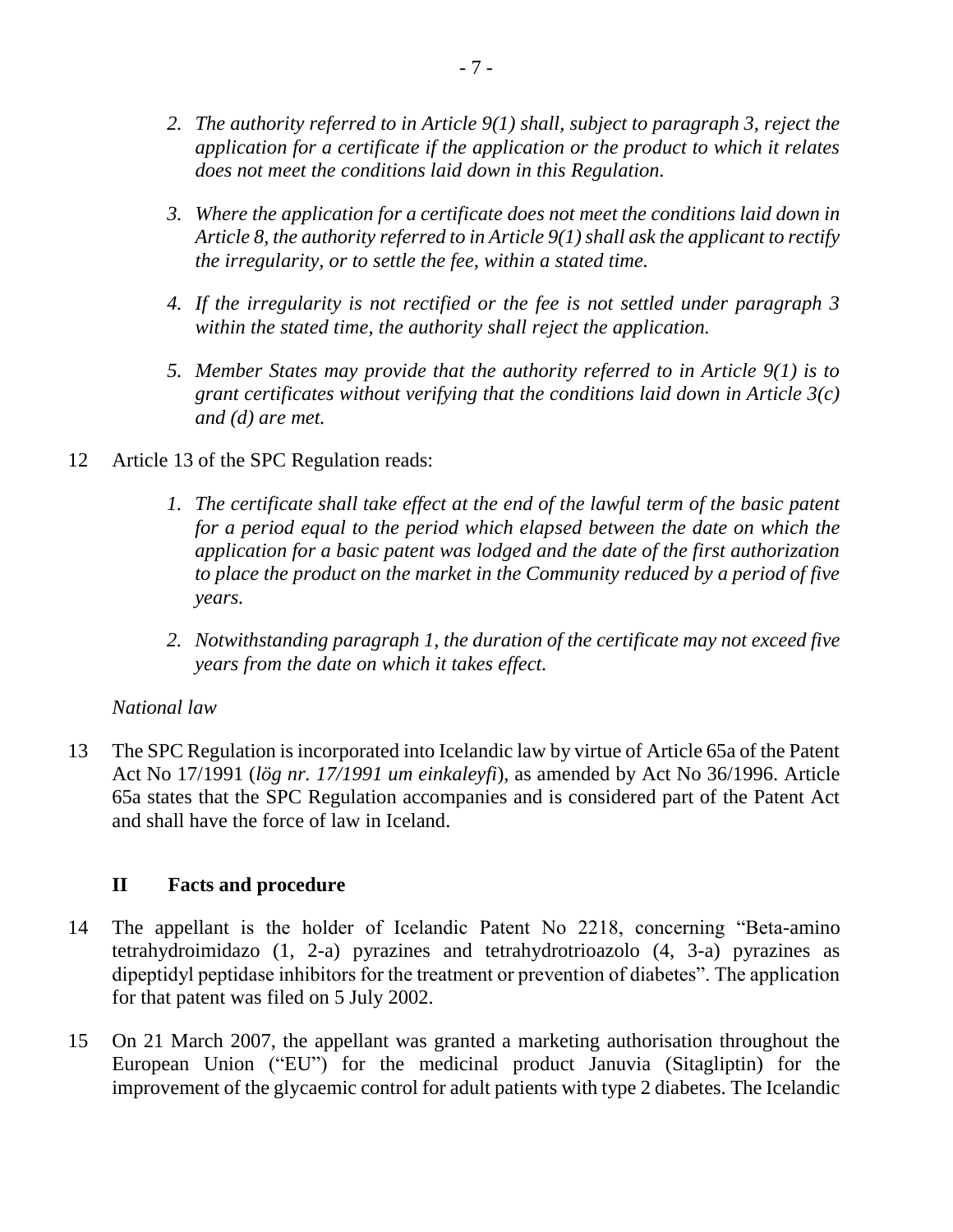*2. The authority referred to in Article 9(1) shall, subject to paragraph 3, reject the application for a certificate if the application or the product to which it relates does not meet the conditions laid down in this Regulation.*

*3. Where the application for a certificate does not meet the conditions laid down in Article 8, the authority referred to in Article 9(1) shall ask the applicant to rectify the irregularity, or to settle the fee, within a stated time.*

*4. If the irregularity is not rectified or the fee is not settled under paragraph 3 within the stated time, the authority shall reject the application.*

*5. Member States may provide that the authority referred to in Article 9(1) is to grant certificates without verifying that the conditions laid down in Article 3(c) and (d) are met.*

12 Article 13 of the SPC Regulation reads:

*1. The certificate shall take effect at the end of the lawful term of the basic patent for a period equal to the period which elapsed between the date on which the application for a basic patent was lodged and the date of the first authorization to place the product on the market in the Community reduced by a period of five years.*

*2. Notwithstanding paragraph 1, the duration of the certificate may not exceed five years from the date on which it takes effect.*

*National law*

13 The SPC Regulation is incorporated into Icelandic law by virtue of Article 65a of the Patent Act No 17/1991 (*lög nr. 17/1991 um einkaleyfi*), as amended by Act No 36/1996. Article 65a states that the SPC Regulation accompanies and is considered part of the Patent Act and shall have the force of law in Iceland.

## II Facts and procedure

14 The appellant is the holder of Icelandic Patent No 2218, concerning "Beta-amino tetrahydroimidazo (1, 2-a) pyrazines and tetrahydrotrioazolo (4, 3-a) pyrazines as dipeptidyl peptidase inhibitors for the treatment or prevention of diabetes". The application for that patent was filed on 5 July 2002.

15 On 21 March 2007, the appellant was granted a marketing authorisation throughout the European Union ("EU") for the medicinal product Januvia (Sitagliptin) for the improvement of the glycaemic control for adult patients with type 2 diabetes. The Icelandic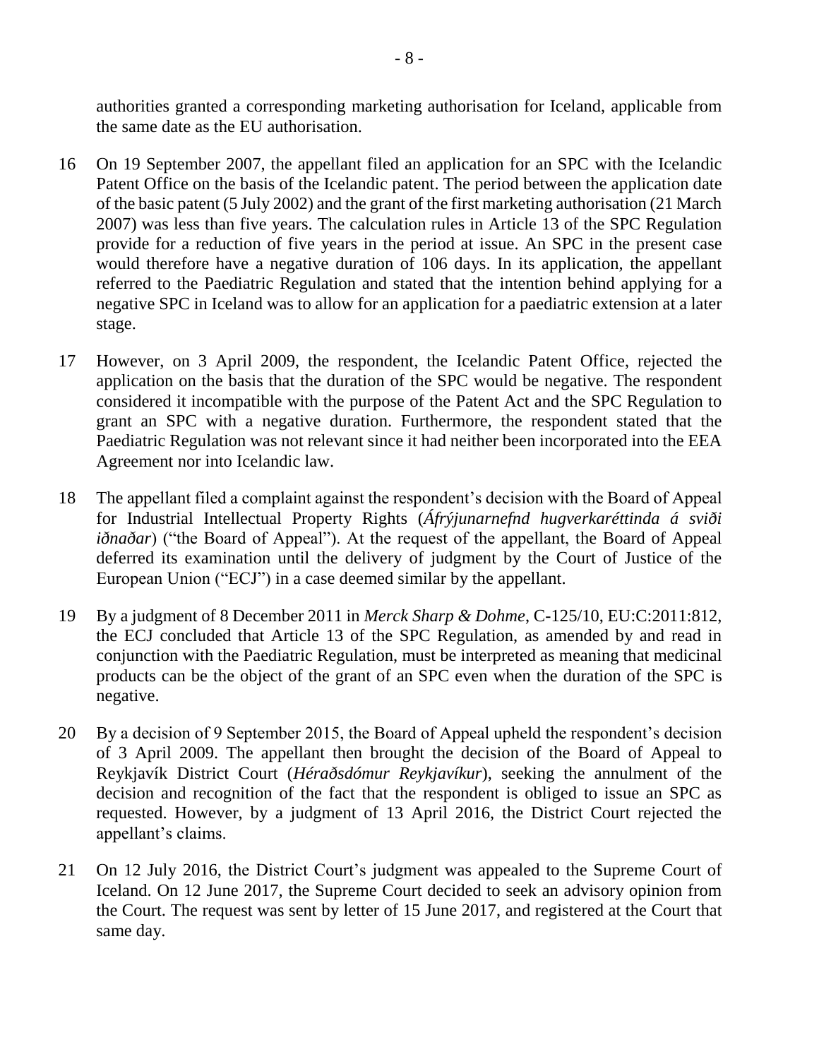authorities granted a corresponding marketing authorisation for Iceland, applicable from the same date as the EU authorisation.

16 On 19 September 2007, the appellant filed an application for an SPC with the Icelandic Patent Office on the basis of the Icelandic patent. The period between the application date of the basic patent (5 July 2002) and the grant of the first marketing authorisation (21 March 2007) was less than five years. The calculation rules in Article 13 of the SPC Regulation provide for a reduction of five years in the period at issue. An SPC in the present case would therefore have a negative duration of 106 days. In its application, the appellant referred to the Paediatric Regulation and stated that the intention behind applying for a negative SPC in Iceland was to allow for an application for a paediatric extension at a later stage.

17 However, on 3 April 2009, the respondent, the Icelandic Patent Office, rejected the application on the basis that the duration of the SPC would be negative. The respondent considered it incompatible with the purpose of the Patent Act and the SPC Regulation to grant an SPC with a negative duration. Furthermore, the respondent stated that the Paediatric Regulation was not relevant since it had neither been incorporated into the EEA Agreement nor into Icelandic law.

18 The appellant filed a complaint against the respondent's decision with the Board of Appeal for Industrial Intellectual Property Rights (*Áfrýjunarnefnd hugverkaréttinda á sviði iðnaðar*) ("the Board of Appeal"). At the request of the appellant, the Board of Appeal deferred its examination until the delivery of judgment by the Court of Justice of the European Union ("ECJ") in a case deemed similar by the appellant.

19 By a judgment of 8 December 2011 in *Merck Sharp & Dohme*, C-125/10, EU:C:2011:812, the ECJ concluded that Article 13 of the SPC Regulation, as amended by and read in conjunction with the Paediatric Regulation, must be interpreted as meaning that medicinal products can be the object of the grant of an SPC even when the duration of the SPC is negative.

20 By a decision of 9 September 2015, the Board of Appeal upheld the respondent's decision of 3 April 2009. The appellant then brought the decision of the Board of Appeal to Reykjavík District Court (*Héraðsdómur Reykjavíkur*), seeking the annulment of the decision and recognition of the fact that the respondent is obliged to issue an SPC as requested. However, by a judgment of 13 April 2016, the District Court rejected the appellant's claims.

21 On 12 July 2016, the District Court's judgment was appealed to the Supreme Court of Iceland. On 12 June 2017, the Supreme Court decided to seek an advisory opinion from the Court. The request was sent by letter of 15 June 2017, and registered at the Court that same day.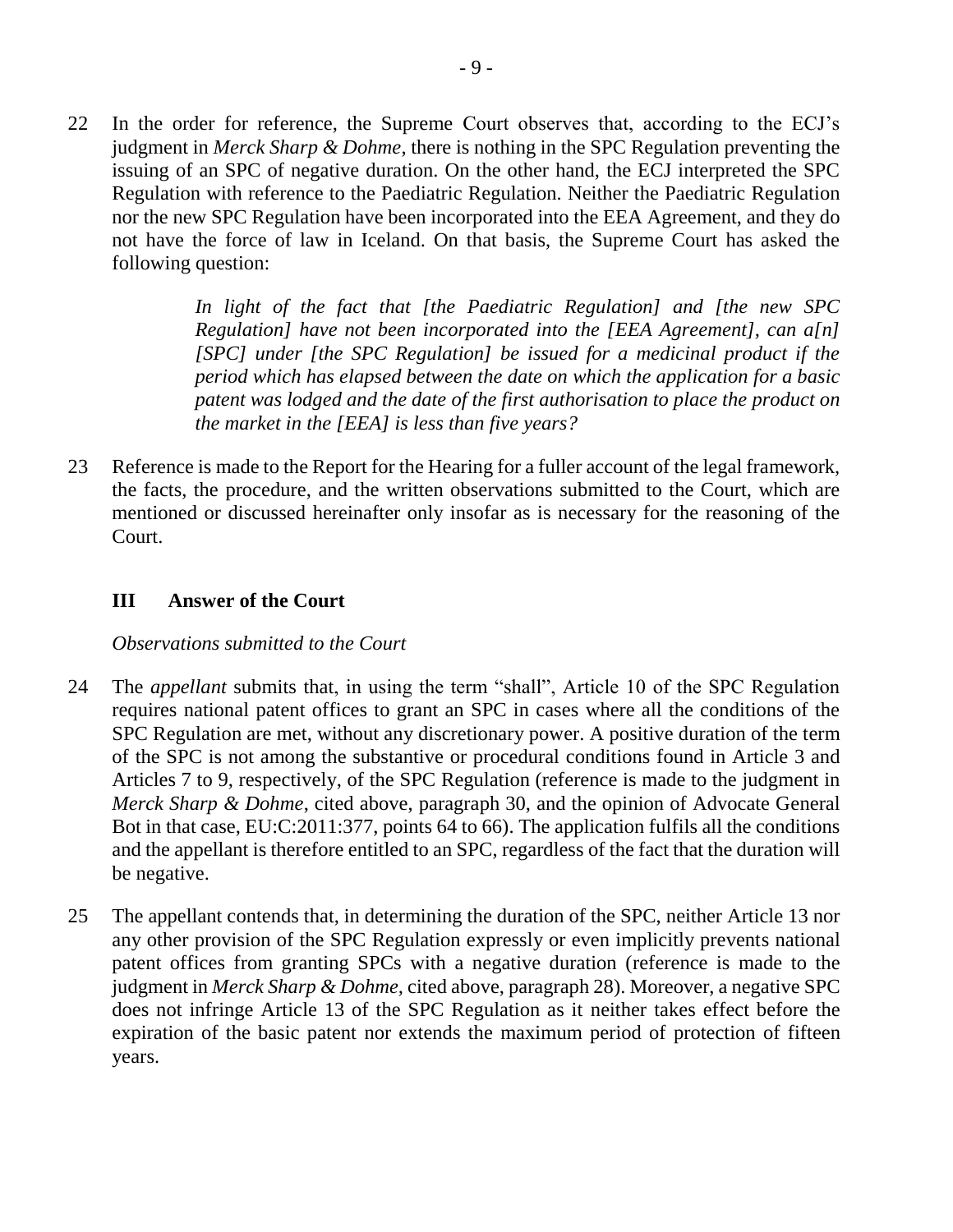22 In the order for reference, the Supreme Court observes that, according to the ECJ's judgment in *Merck Sharp & Dohme*, there is nothing in the SPC Regulation preventing the issuing of an SPC of negative duration. On the other hand, the ECJ interpreted the SPC Regulation with reference to the Paediatric Regulation. Neither the Paediatric Regulation nor the new SPC Regulation have been incorporated into the EEA Agreement, and they do not have the force of law in Iceland. On that basis, the Supreme Court has asked the following question:

> *In light of the fact that [the Paediatric Regulation] and [the new SPC Regulation] have not been incorporated into the [EEA Agreement], can a[n] [SPC] under [the SPC Regulation] be issued for a medicinal product if the period which has elapsed between the date on which the application for a basic patent was lodged and the date of the first authorisation to place the product on the market in the [EEA] is less than five years?*

23 Reference is made to the Report for the Hearing for a fuller account of the legal framework, the facts, the procedure, and the written observations submitted to the Court, which are mentioned or discussed hereinafter only insofar as is necessary for the reasoning of the Court.

## III Answer of the Court

*Observations submitted to the Court*

24 The *appellant* submits that, in using the term "shall", Article 10 of the SPC Regulation requires national patent offices to grant an SPC in cases where all the conditions of the SPC Regulation are met, without any discretionary power. A positive duration of the term of the SPC is not among the substantive or procedural conditions found in Article 3 and Articles 7 to 9, respectively, of the SPC Regulation (reference is made to the judgment in *Merck Sharp & Dohme*, cited above, paragraph 30, and the opinion of Advocate General Bot in that case, EU:C:2011:377, points 64 to 66). The application fulfils all the conditions and the appellant is therefore entitled to an SPC, regardless of the fact that the duration will be negative.

25 The appellant contends that, in determining the duration of the SPC, neither Article 13 nor any other provision of the SPC Regulation expressly or even implicitly prevents national patent offices from granting SPCs with a negative duration (reference is made to the judgment in *Merck Sharp & Dohme,* cited above, paragraph 28). Moreover, a negative SPC does not infringe Article 13 of the SPC Regulation as it neither takes effect before the expiration of the basic patent nor extends the maximum period of protection of fifteen years.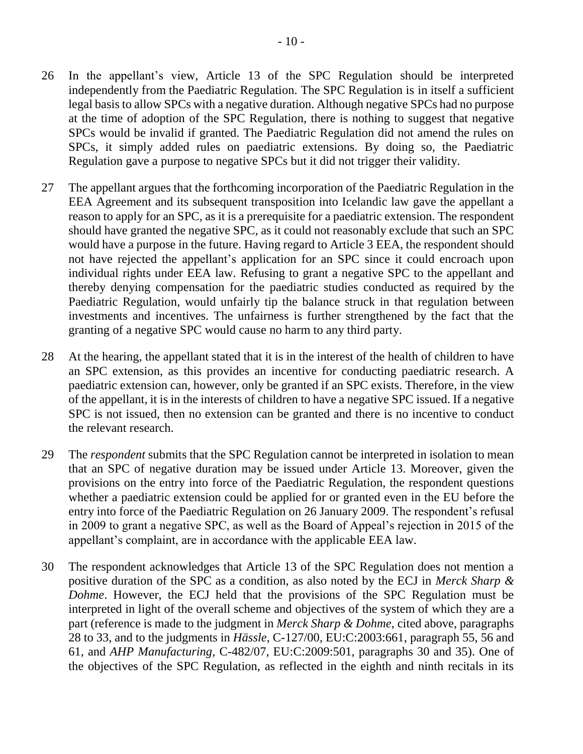26 In the appellant's view, Article 13 of the SPC Regulation should be interpreted independently from the Paediatric Regulation. The SPC Regulation is in itself a sufficient legal basis to allow SPCs with a negative duration. Although negative SPCs had no purpose at the time of adoption of the SPC Regulation, there is nothing to suggest that negative SPCs would be invalid if granted. The Paediatric Regulation did not amend the rules on SPCs, it simply added rules on paediatric extensions. By doing so, the Paediatric Regulation gave a purpose to negative SPCs but it did not trigger their validity.

27 The appellant argues that the forthcoming incorporation of the Paediatric Regulation in the EEA Agreement and its subsequent transposition into Icelandic law gave the appellant a reason to apply for an SPC, as it is a prerequisite for a paediatric extension. The respondent should have granted the negative SPC, as it could not reasonably exclude that such an SPC would have a purpose in the future. Having regard to Article 3 EEA, the respondent should not have rejected the appellant's application for an SPC since it could encroach upon individual rights under EEA law. Refusing to grant a negative SPC to the appellant and thereby denying compensation for the paediatric studies conducted as required by the Paediatric Regulation, would unfairly tip the balance struck in that regulation between investments and incentives. The unfairness is further strengthened by the fact that the granting of a negative SPC would cause no harm to any third party.

28 At the hearing, the appellant stated that it is in the interest of the health of children to have an SPC extension, as this provides an incentive for conducting paediatric research. A paediatric extension can, however, only be granted if an SPC exists. Therefore, in the view of the appellant, it is in the interests of children to have a negative SPC issued. If a negative SPC is not issued, then no extension can be granted and there is no incentive to conduct the relevant research.

29 The *respondent* submits that the SPC Regulation cannot be interpreted in isolation to mean that an SPC of negative duration may be issued under Article 13. Moreover, given the provisions on the entry into force of the Paediatric Regulation, the respondent questions whether a paediatric extension could be applied for or granted even in the EU before the entry into force of the Paediatric Regulation on 26 January 2009. The respondent's refusal in 2009 to grant a negative SPC, as well as the Board of Appeal's rejection in 2015 of the appellant's complaint, are in accordance with the applicable EEA law.

30 The respondent acknowledges that Article 13 of the SPC Regulation does not mention a positive duration of the SPC as a condition, as also noted by the ECJ in *Merck Sharp & Dohme*. However, the ECJ held that the provisions of the SPC Regulation must be interpreted in light of the overall scheme and objectives of the system of which they are a part (reference is made to the judgment in *Merck Sharp & Dohme*, cited above, paragraphs 28 to 33, and to the judgments in *Hässle*, C-127/00, EU:C:2003:661, paragraph 55, 56 and 61, and *AHP Manufacturing*, C-482/07, EU:C:2009:501, paragraphs 30 and 35). One of the objectives of the SPC Regulation, as reflected in the eighth and ninth recitals in its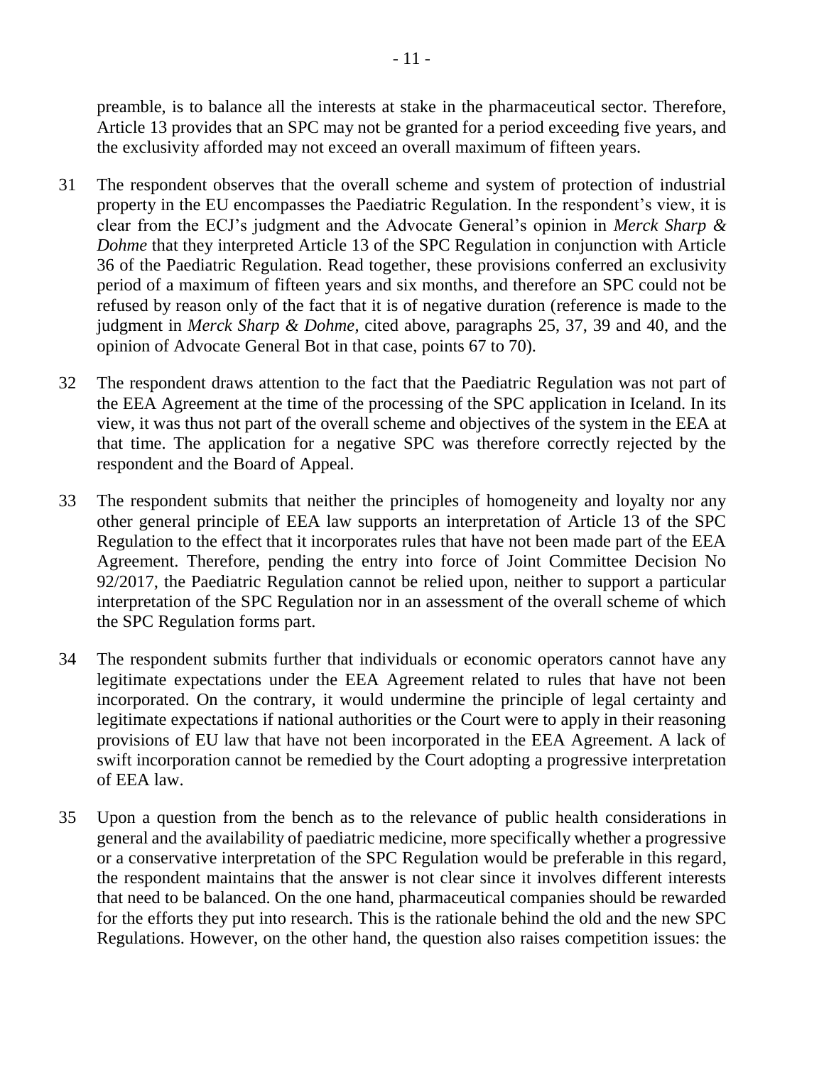preamble, is to balance all the interests at stake in the pharmaceutical sector. Therefore, Article 13 provides that an SPC may not be granted for a period exceeding five years, and the exclusivity afforded may not exceed an overall maximum of fifteen years.

31 The respondent observes that the overall scheme and system of protection of industrial property in the EU encompasses the Paediatric Regulation. In the respondent's view, it is clear from the ECJ's judgment and the Advocate General's opinion in *Merck Sharp & Dohme* that they interpreted Article 13 of the SPC Regulation in conjunction with Article 36 of the Paediatric Regulation. Read together, these provisions conferred an exclusivity period of a maximum of fifteen years and six months, and therefore an SPC could not be refused by reason only of the fact that it is of negative duration (reference is made to the judgment in *Merck Sharp & Dohme*, cited above, paragraphs 25, 37, 39 and 40, and the opinion of Advocate General Bot in that case, points 67 to 70).

32 The respondent draws attention to the fact that the Paediatric Regulation was not part of the EEA Agreement at the time of the processing of the SPC application in Iceland. In its view, it was thus not part of the overall scheme and objectives of the system in the EEA at that time. The application for a negative SPC was therefore correctly rejected by the respondent and the Board of Appeal.

33 The respondent submits that neither the principles of homogeneity and loyalty nor any other general principle of EEA law supports an interpretation of Article 13 of the SPC Regulation to the effect that it incorporates rules that have not been made part of the EEA Agreement. Therefore, pending the entry into force of Joint Committee Decision No 92/2017, the Paediatric Regulation cannot be relied upon, neither to support a particular interpretation of the SPC Regulation nor in an assessment of the overall scheme of which the SPC Regulation forms part.

34 The respondent submits further that individuals or economic operators cannot have any legitimate expectations under the EEA Agreement related to rules that have not been incorporated. On the contrary, it would undermine the principle of legal certainty and legitimate expectations if national authorities or the Court were to apply in their reasoning provisions of EU law that have not been incorporated in the EEA Agreement. A lack of swift incorporation cannot be remedied by the Court adopting a progressive interpretation of EEA law.

35 Upon a question from the bench as to the relevance of public health considerations in general and the availability of paediatric medicine, more specifically whether a progressive or a conservative interpretation of the SPC Regulation would be preferable in this regard, the respondent maintains that the answer is not clear since it involves different interests that need to be balanced. On the one hand, pharmaceutical companies should be rewarded for the efforts they put into research. This is the rationale behind the old and the new SPC Regulations. However, on the other hand, the question also raises competition issues: the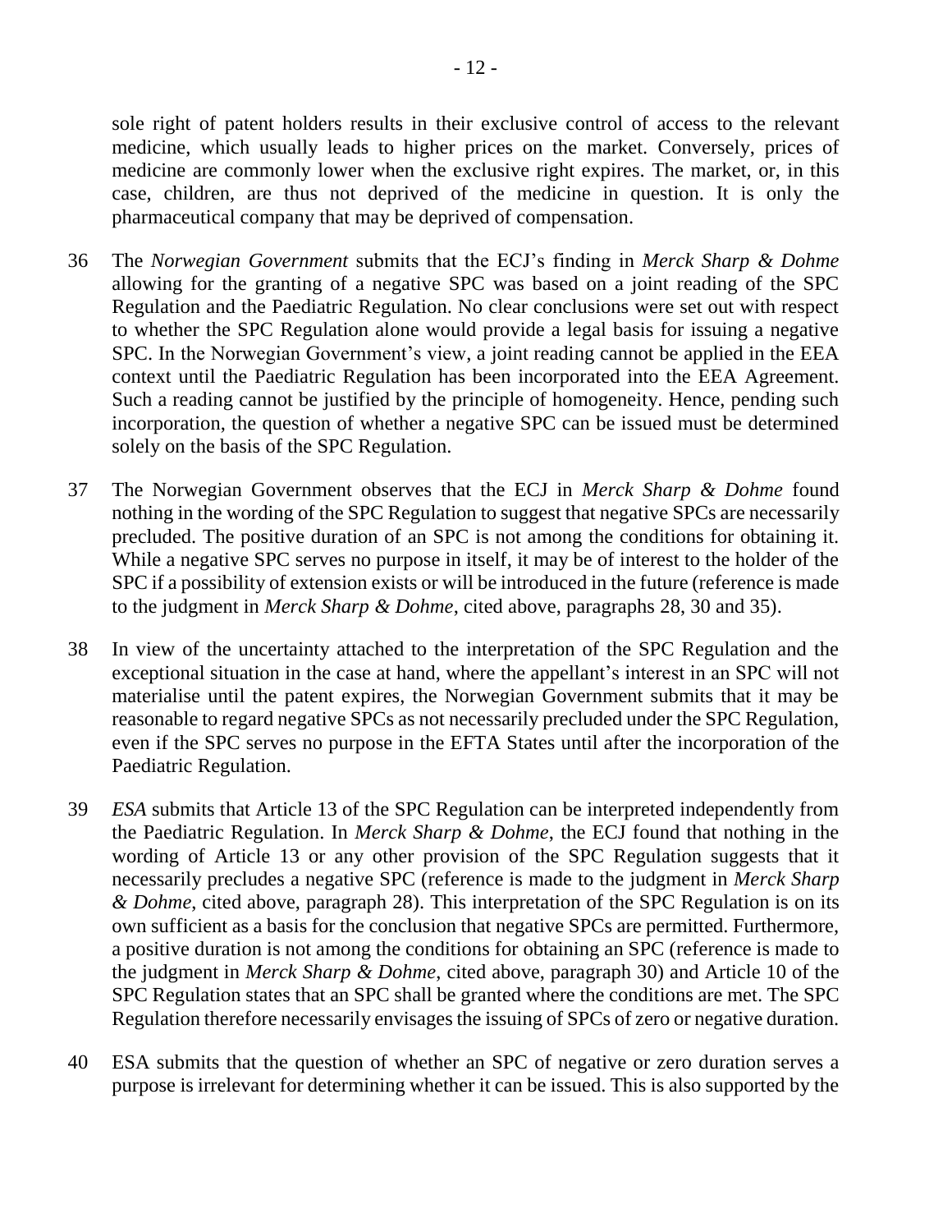sole right of patent holders results in their exclusive control of access to the relevant medicine, which usually leads to higher prices on the market. Conversely, prices of medicine are commonly lower when the exclusive right expires. The market, or, in this case, children, are thus not deprived of the medicine in question. It is only the pharmaceutical company that may be deprived of compensation.

36 The *Norwegian Government* submits that the ECJ's finding in *Merck Sharp & Dohme* allowing for the granting of a negative SPC was based on a joint reading of the SPC Regulation and the Paediatric Regulation. No clear conclusions were set out with respect to whether the SPC Regulation alone would provide a legal basis for issuing a negative SPC. In the Norwegian Government's view, a joint reading cannot be applied in the EEA context until the Paediatric Regulation has been incorporated into the EEA Agreement. Such a reading cannot be justified by the principle of homogeneity. Hence, pending such incorporation, the question of whether a negative SPC can be issued must be determined solely on the basis of the SPC Regulation.

37 The Norwegian Government observes that the ECJ in *Merck Sharp & Dohme* found nothing in the wording of the SPC Regulation to suggest that negative SPCs are necessarily precluded. The positive duration of an SPC is not among the conditions for obtaining it. While a negative SPC serves no purpose in itself, it may be of interest to the holder of the SPC if a possibility of extension exists or will be introduced in the future (reference is made to the judgment in *Merck Sharp & Dohme*, cited above, paragraphs 28, 30 and 35).

38 In view of the uncertainty attached to the interpretation of the SPC Regulation and the exceptional situation in the case at hand, where the appellant's interest in an SPC will not materialise until the patent expires, the Norwegian Government submits that it may be reasonable to regard negative SPCs as not necessarily precluded under the SPC Regulation, even if the SPC serves no purpose in the EFTA States until after the incorporation of the Paediatric Regulation.

39 *ESA* submits that Article 13 of the SPC Regulation can be interpreted independently from the Paediatric Regulation. In *Merck Sharp & Dohme*, the ECJ found that nothing in the wording of Article 13 or any other provision of the SPC Regulation suggests that it necessarily precludes a negative SPC (reference is made to the judgment in *Merck Sharp & Dohme*, cited above, paragraph 28). This interpretation of the SPC Regulation is on its own sufficient as a basis for the conclusion that negative SPCs are permitted. Furthermore, a positive duration is not among the conditions for obtaining an SPC (reference is made to the judgment in *Merck Sharp & Dohme*, cited above, paragraph 30) and Article 10 of the SPC Regulation states that an SPC shall be granted where the conditions are met. The SPC Regulation therefore necessarily envisages the issuing of SPCs of zero or negative duration.

40 ESA submits that the question of whether an SPC of negative or zero duration serves a purpose is irrelevant for determining whether it can be issued. This is also supported by the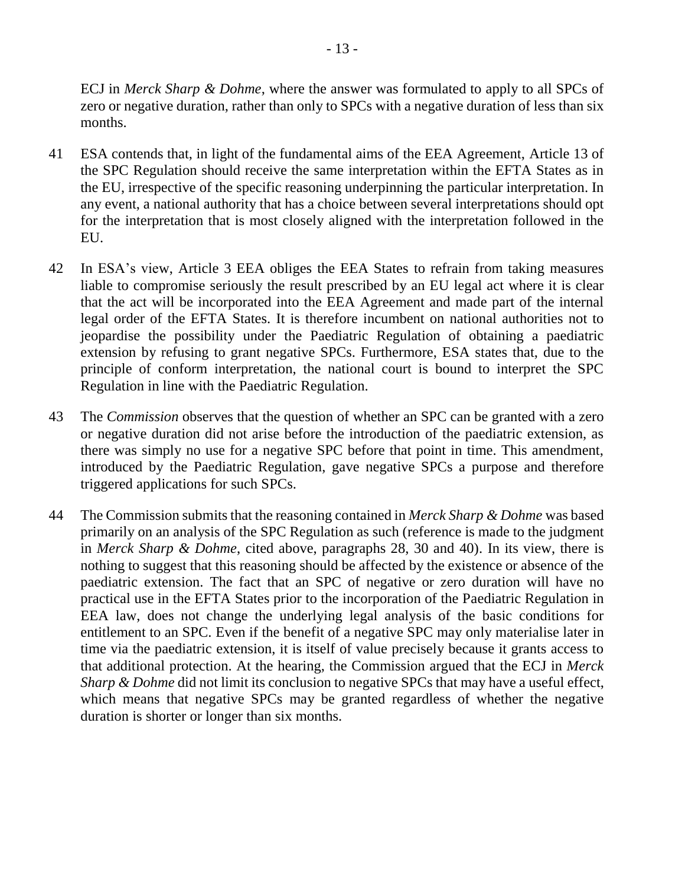ECJ in *Merck Sharp & Dohme*, where the answer was formulated to apply to all SPCs of zero or negative duration, rather than only to SPCs with a negative duration of less than six months.

41 ESA contends that, in light of the fundamental aims of the EEA Agreement, Article 13 of the SPC Regulation should receive the same interpretation within the EFTA States as in the EU, irrespective of the specific reasoning underpinning the particular interpretation. In any event, a national authority that has a choice between several interpretations should opt for the interpretation that is most closely aligned with the interpretation followed in the EU.

42 In ESA's view, Article 3 EEA obliges the EEA States to refrain from taking measures liable to compromise seriously the result prescribed by an EU legal act where it is clear that the act will be incorporated into the EEA Agreement and made part of the internal legal order of the EFTA States. It is therefore incumbent on national authorities not to jeopardise the possibility under the Paediatric Regulation of obtaining a paediatric extension by refusing to grant negative SPCs. Furthermore, ESA states that, due to the principle of conform interpretation, the national court is bound to interpret the SPC Regulation in line with the Paediatric Regulation.

43 The *Commission* observes that the question of whether an SPC can be granted with a zero or negative duration did not arise before the introduction of the paediatric extension, as there was simply no use for a negative SPC before that point in time. This amendment, introduced by the Paediatric Regulation, gave negative SPCs a purpose and therefore triggered applications for such SPCs.

44 The Commission submits that the reasoning contained in *Merck Sharp & Dohme* was based primarily on an analysis of the SPC Regulation as such (reference is made to the judgment in *Merck Sharp & Dohme*, cited above, paragraphs 28, 30 and 40). In its view, there is nothing to suggest that this reasoning should be affected by the existence or absence of the paediatric extension. The fact that an SPC of negative or zero duration will have no practical use in the EFTA States prior to the incorporation of the Paediatric Regulation in EEA law, does not change the underlying legal analysis of the basic conditions for entitlement to an SPC. Even if the benefit of a negative SPC may only materialise later in time via the paediatric extension, it is itself of value precisely because it grants access to that additional protection. At the hearing, the Commission argued that the ECJ in *Merck Sharp & Dohme* did not limit its conclusion to negative SPCs that may have a useful effect, which means that negative SPCs may be granted regardless of whether the negative duration is shorter or longer than six months.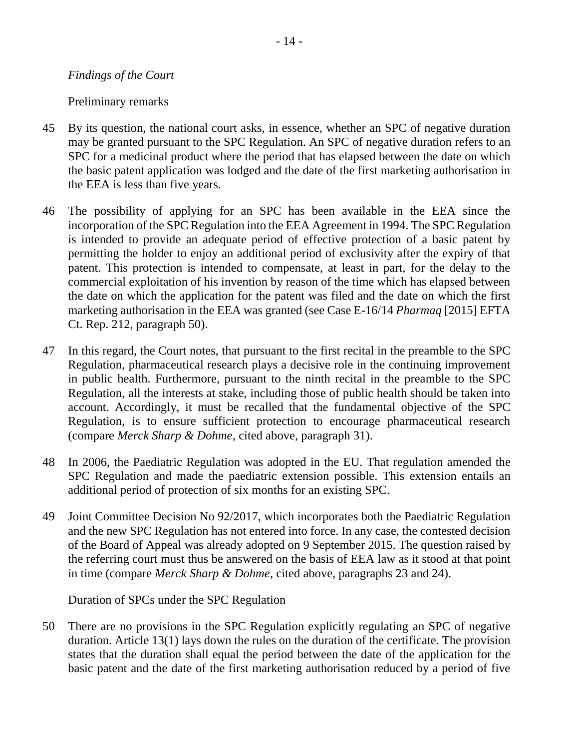*Findings of the Court*

Preliminary remarks

45 By its question, the national court asks, in essence, whether an SPC of negative duration may be granted pursuant to the SPC Regulation. An SPC of negative duration refers to an SPC for a medicinal product where the period that has elapsed between the date on which the basic patent application was lodged and the date of the first marketing authorisation in the EEA is less than five years.

46 The possibility of applying for an SPC has been available in the EEA since the incorporation of the SPC Regulation into the EEA Agreement in 1994. The SPC Regulation is intended to provide an adequate period of effective protection of a basic patent by permitting the holder to enjoy an additional period of exclusivity after the expiry of that patent. This protection is intended to compensate, at least in part, for the delay to the commercial exploitation of his invention by reason of the time which has elapsed between the date on which the application for the patent was filed and the date on which the first marketing authorisation in the EEA was granted (see Case E-16/14 *Pharmaq* [2015] EFTA Ct. Rep. 212, paragraph 50).

47 In this regard, the Court notes, that pursuant to the first recital in the preamble to the SPC Regulation, pharmaceutical research plays a decisive role in the continuing improvement in public health. Furthermore, pursuant to the ninth recital in the preamble to the SPC Regulation, all the interests at stake, including those of public health should be taken into account. Accordingly, it must be recalled that the fundamental objective of the SPC Regulation, is to ensure sufficient protection to encourage pharmaceutical research (compare *Merck Sharp & Dohme*, cited above, paragraph 31).

48 In 2006, the Paediatric Regulation was adopted in the EU. That regulation amended the SPC Regulation and made the paediatric extension possible. This extension entails an additional period of protection of six months for an existing SPC.

49 Joint Committee Decision No 92/2017, which incorporates both the Paediatric Regulation and the new SPC Regulation has not entered into force. In any case, the contested decision of the Board of Appeal was already adopted on 9 September 2015. The question raised by the referring court must thus be answered on the basis of EEA law as it stood at that point in time (compare *Merck Sharp & Dohme*, cited above, paragraphs 23 and 24).

Duration of SPCs under the SPC Regulation

50 There are no provisions in the SPC Regulation explicitly regulating an SPC of negative duration. Article 13(1) lays down the rules on the duration of the certificate. The provision states that the duration shall equal the period between the date of the application for the basic patent and the date of the first marketing authorisation reduced by a period of five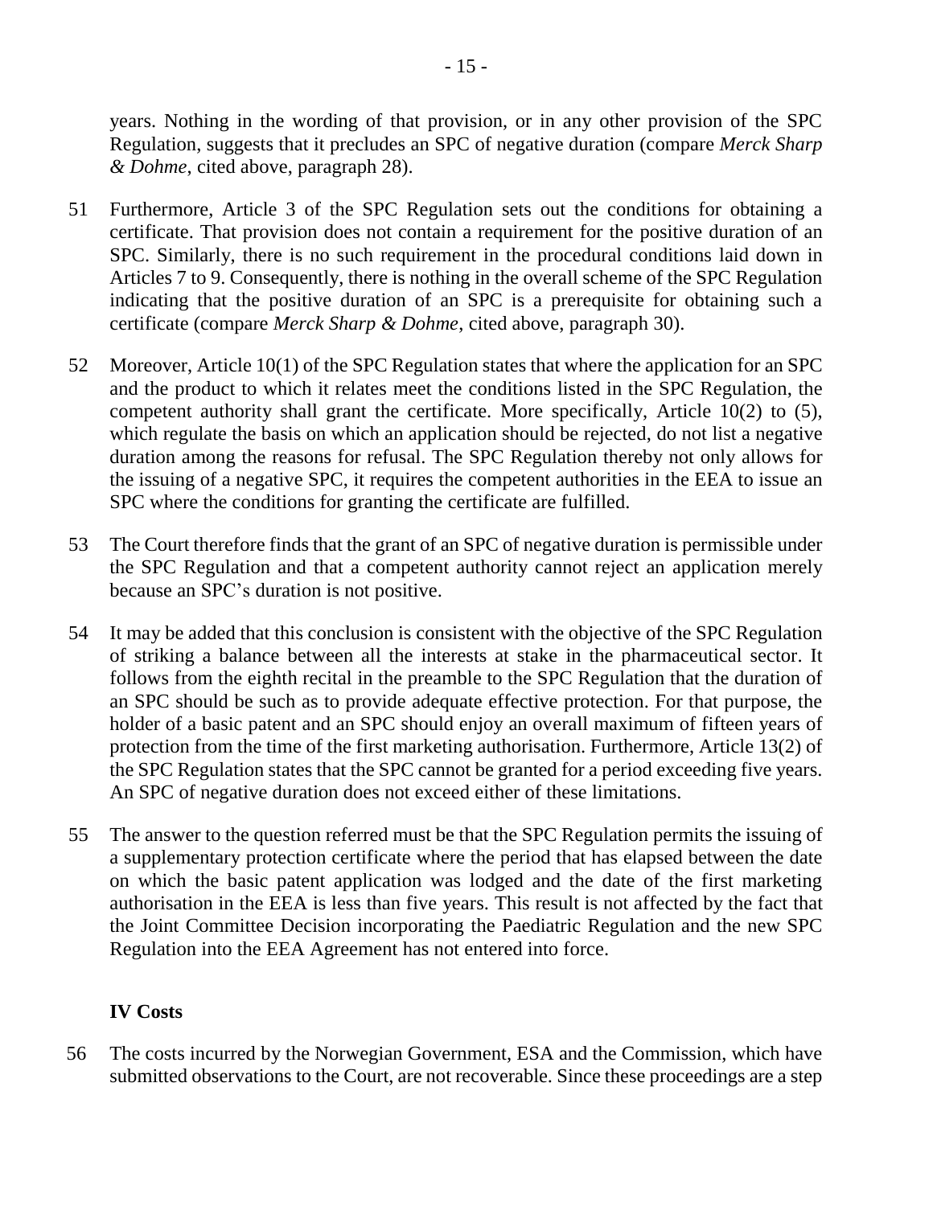years. Nothing in the wording of that provision, or in any other provision of the SPC Regulation, suggests that it precludes an SPC of negative duration (compare *Merck Sharp & Dohme*, cited above, paragraph 28).

51 Furthermore, Article 3 of the SPC Regulation sets out the conditions for obtaining a certificate. That provision does not contain a requirement for the positive duration of an SPC. Similarly, there is no such requirement in the procedural conditions laid down in Articles 7 to 9. Consequently, there is nothing in the overall scheme of the SPC Regulation indicating that the positive duration of an SPC is a prerequisite for obtaining such a certificate (compare *Merck Sharp & Dohme*, cited above, paragraph 30).

52 Moreover, Article 10(1) of the SPC Regulation states that where the application for an SPC and the product to which it relates meet the conditions listed in the SPC Regulation, the competent authority shall grant the certificate. More specifically, Article 10(2) to (5), which regulate the basis on which an application should be rejected, do not list a negative duration among the reasons for refusal. The SPC Regulation thereby not only allows for the issuing of a negative SPC, it requires the competent authorities in the EEA to issue an SPC where the conditions for granting the certificate are fulfilled.

53 The Court therefore finds that the grant of an SPC of negative duration is permissible under the SPC Regulation and that a competent authority cannot reject an application merely because an SPC's duration is not positive.

54 It may be added that this conclusion is consistent with the objective of the SPC Regulation of striking a balance between all the interests at stake in the pharmaceutical sector. It follows from the eighth recital in the preamble to the SPC Regulation that the duration of an SPC should be such as to provide adequate effective protection. For that purpose, the holder of a basic patent and an SPC should enjoy an overall maximum of fifteen years of protection from the time of the first marketing authorisation. Furthermore, Article 13(2) of the SPC Regulation states that the SPC cannot be granted for a period exceeding five years. An SPC of negative duration does not exceed either of these limitations.

55 The answer to the question referred must be that the SPC Regulation permits the issuing of a supplementary protection certificate where the period that has elapsed between the date on which the basic patent application was lodged and the date of the first marketing authorisation in the EEA is less than five years. This result is not affected by the fact that the Joint Committee Decision incorporating the Paediatric Regulation and the new SPC Regulation into the EEA Agreement has not entered into force.

## IV Costs

56 The costs incurred by the Norwegian Government, ESA and the Commission, which have submitted observations to the Court, are not recoverable. Since these proceedings are a step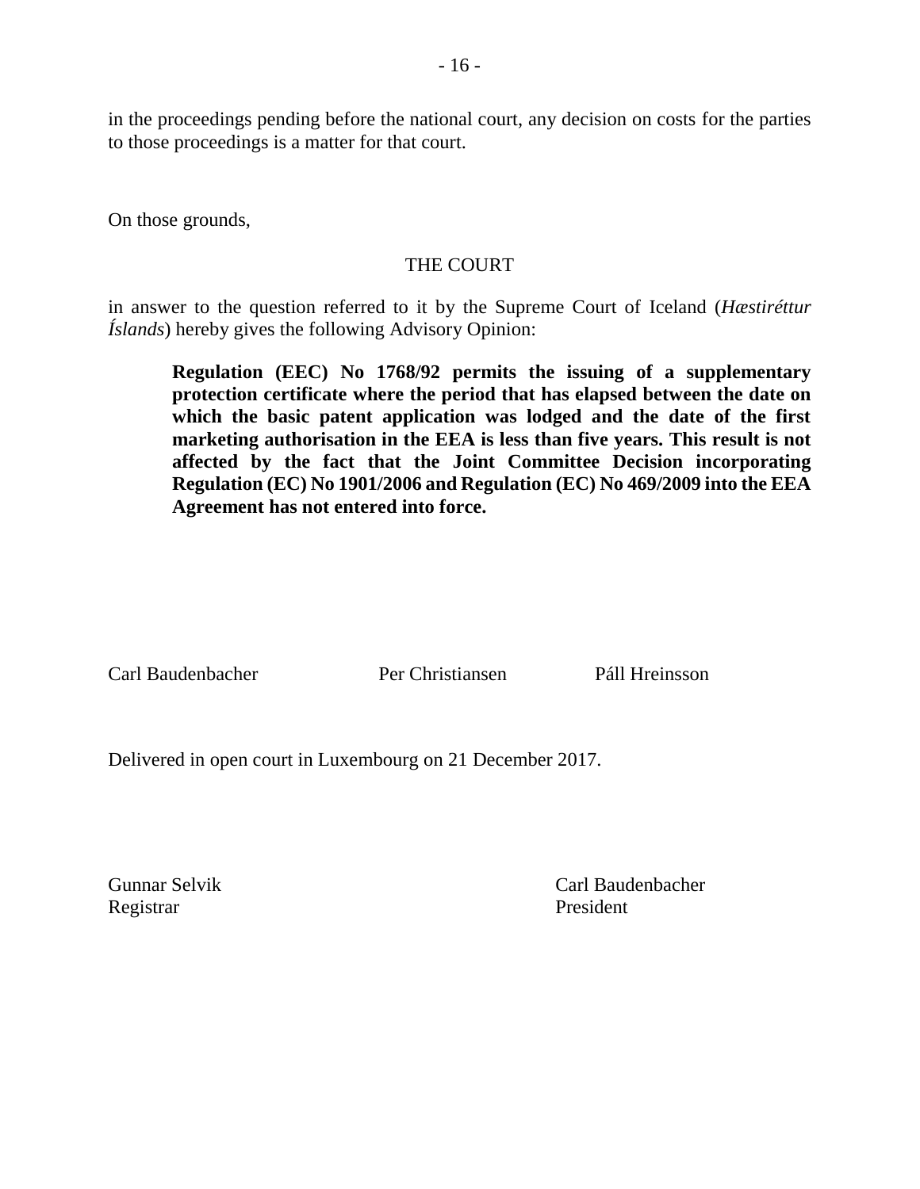in the proceedings pending before the national court, any decision on costs for the parties to those proceedings is a matter for that court.

On those grounds,

THE COURT

in answer to the question referred to it by the Supreme Court of Iceland (*Hæstiréttur Íslands*) hereby gives the following Advisory Opinion:

> **Regulation (EEC) No 1768/92 permits the issuing of a supplementary protection certificate where the period that has elapsed between the date on which the basic patent application was lodged and the date of the first marketing authorisation in the EEA is less than five years. This result is not affected by the fact that the Joint Committee Decision incorporating Regulation (EC) No 1901/2006 and Regulation (EC) No 469/2009 into the EEA Agreement has not entered into force.**

Carl Baudenbacher    Per Christiansen    Páll Hreinsson

Delivered in open court in Luxembourg on 21 December 2017.

Gunnar Selvik
Registrar

Carl Baudenbacher
President